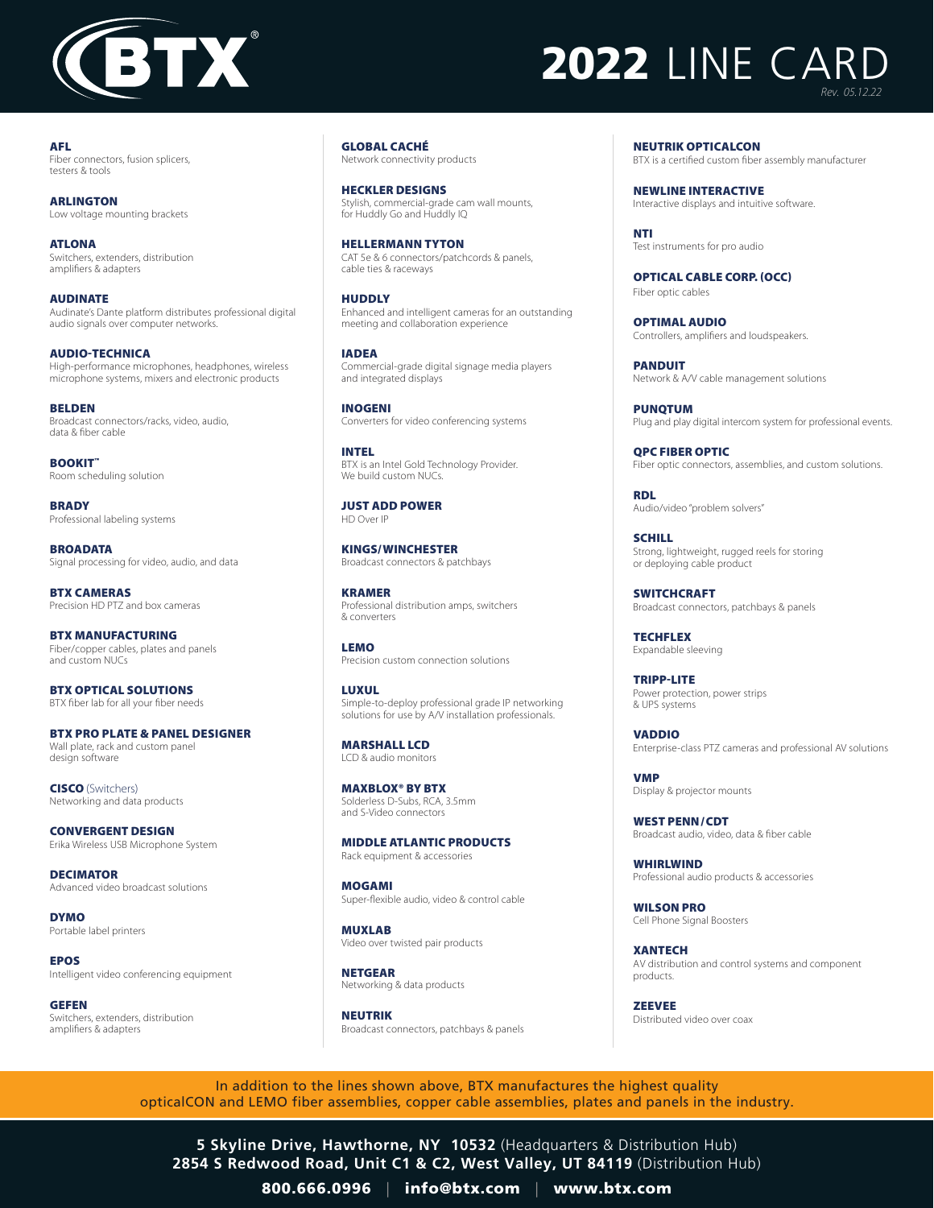# BTX®

# 2022 LINE CARD

*Rev. 05.12.22*

**AFL**
Fiber connectors, fusion splicers, testers & tools

**ARLINGTON**
Low voltage mounting brackets

**ATLONA**
Switchers, extenders, distribution amplifiers & adapters

**AUDINATE**
Audinate's Dante platform distributes professional digital audio signals over computer networks.

**AUDIO-TECHNICA**
High-performance microphones, headphones, wireless microphone systems, mixers and electronic products

**BELDEN**
Broadcast connectors/racks, video, audio, data & fiber cable

**BOOKIT™**
Room scheduling solution

**BRADY**
Professional labeling systems

**BROADATA**
Signal processing for video, audio, and data

**BTX CAMERAS**
Precision HD PTZ and box cameras

**BTX MANUFACTURING**
Fiber/copper cables, plates and panels and custom NUCs

**BTX OPTICAL SOLUTIONS**
BTX fiber lab for all your fiber needs

**BTX PRO PLATE & PANEL DESIGNER**
Wall plate, rack and custom panel design software

**CISCO** (Switchers)
Networking and data products

**CONVERGENT DESIGN**
Erika Wireless USB Microphone System

**DECIMATOR**
Advanced video broadcast solutions

**DYMO**
Portable label printers

**EPOS**
Intelligent video conferencing equipment

**GEFEN**
Switchers, extenders, distribution amplifiers & adapters

**GLOBAL CACHÉ**
Network connectivity products

**HECKLER DESIGNS**
Stylish, commercial-grade cam wall mounts, for Huddly Go and Huddly IQ

**HELLERMANN TYTON**
CAT 5e & 6 connectors/patchcords & panels, cable ties & raceways

**HUDDLY**
Enhanced and intelligent cameras for an outstanding meeting and collaboration experience

**IADEA**
Commercial-grade digital signage media players and integrated displays

**INOGENI**
Converters for video conferencing systems

**INTEL**
BTX is an Intel Gold Technology Provider. We build custom NUCs.

**JUST ADD POWER**
HD Over IP

**KINGS/WINCHESTER**
Broadcast connectors & patchbays

**KRAMER**
Professional distribution amps, switchers & converters

**LEMO**
Precision custom connection solutions

**LUXUL**
Simple-to-deploy professional grade IP networking solutions for use by A/V installation professionals.

**MARSHALL LCD**
LCD & audio monitors

**MAXBLOX® BY BTX**
Solderless D-Subs, RCA, 3.5mm and S-Video connectors

**MIDDLE ATLANTIC PRODUCTS**
Rack equipment & accessories

**MOGAMI**
Super-flexible audio, video & control cable

**MUXLAB**
Video over twisted pair products

**NETGEAR**
Networking & data products

**NEUTRIK**
Broadcast connectors, patchbays & panels

**NEUTRIK OPTICALCON**
BTX is a certified custom fiber assembly manufacturer

**NEWLINE INTERACTIVE**
Interactive displays and intuitive software.

**NTI**
Test instruments for pro audio

**OPTICAL CABLE CORP. (OCC)**
Fiber optic cables

**OPTIMAL AUDIO**
Controllers, amplifiers and loudspeakers.

**PANDUIT**
Network & A/V cable management solutions

**PUNQTUM**
Plug and play digital intercom system for professional events.

**QPC FIBER OPTIC**
Fiber optic connectors, assemblies, and custom solutions.

**RDL**
Audio/video "problem solvers"

**SCHILL**
Strong, lightweight, rugged reels for storing or deploying cable product

**SWITCHCRAFT**
Broadcast connectors, patchbays & panels

**TECHFLEX**
Expandable sleeving

**TRIPP-LITE**
Power protection, power strips & UPS systems

**VADDIO**
Enterprise-class PTZ cameras and professional AV solutions

**VMP**
Display & projector mounts

**WEST PENN / CDT**
Broadcast audio, video, data & fiber cable

**WHIRLWIND**
Professional audio products & accessories

**WILSON PRO**
Cell Phone Signal Boosters

**XANTECH**
AV distribution and control systems and component products.

**ZEEVEE**
Distributed video over coax

In addition to the lines shown above, BTX manufactures the highest quality opticalCON and LEMO fiber assemblies, copper cable assemblies, plates and panels in the industry.

**5 Skyline Drive, Hawthorne, NY 10532** (Headquarters & Distribution Hub)
**2854 S Redwood Road, Unit C1 & C2, West Valley, UT 84119** (Distribution Hub)

**800.666.0996** | **info@btx.com** | **www.btx.com**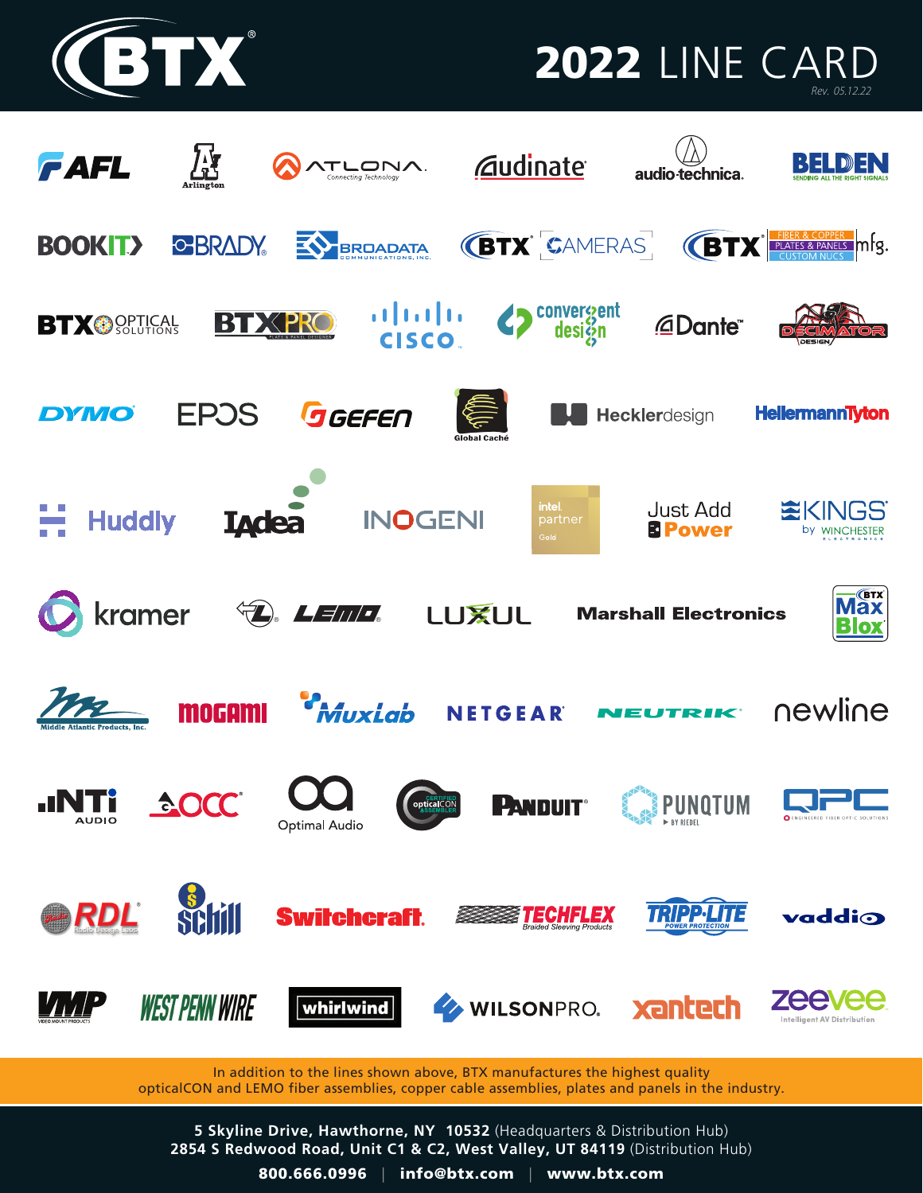# BTX 2022 LINE CARD

Rev. 05.12.22

AFL | Arlington | ATLONA Connecting Technology | Audinate | audio-technica | BELDEN SENDING ALL THE RIGHT SIGNALS

BOOKIT | BRADY | BROADATA COMMUNICATIONS, INC. | BTX CAMERAS | BTX FIBER & COPPER PLATES & PANELS CUSTOM NUCS mfg.

BTX OPTICAL SOLUTIONS | BTX PRO PLATE & PANEL DESIGNER | CISCO | convergent design | Dante | DECIMATOR DESIGN

DYMO | EPOS | GEFEN | Global Caché | Hecklerdesign | HellermannTyton

Huddly | IAdea | INOGENI | intel partner Gold | Just Add Power | KINGS by WINCHESTER ELECTRONICS

kramer | LEMO | LUXUL | Marshall Electronics | BTX Max Blox

Middle Atlantic Products, Inc. | MOGAMI | Muxlab | NETGEAR | NEUTRIK | newline

NTi AUDIO | OCC | Optimal Audio | CERTIFIED opticalCON ASSEMBLER | PANDUIT | PUNQTUM BY RIEDEL | QPC ENGINEERED FIBER OPTIC SOLUTIONS

RDL Radio Design Labs | Schill | Switchcraft | TECHFLEX Braided Sleeving Products | TRIPP-LITE POWER PROTECTION | vaddio

VMP VIDEO MOUNT PRODUCTS | WEST PENN WIRE | whirlwind | WILSONPRO | xantech | zeevee Intelligent AV Distribution

In addition to the lines shown above, BTX manufactures the highest quality opticalCON and LEMO fiber assemblies, copper cable assemblies, plates and panels in the industry.

**5 Skyline Drive, Hawthorne, NY 10532** (Headquarters & Distribution Hub)
**2854 S Redwood Road, Unit C1 & C2, West Valley, UT 84119** (Distribution Hub)

**800.666.0996** | **info@btx.com** | **www.btx.com**